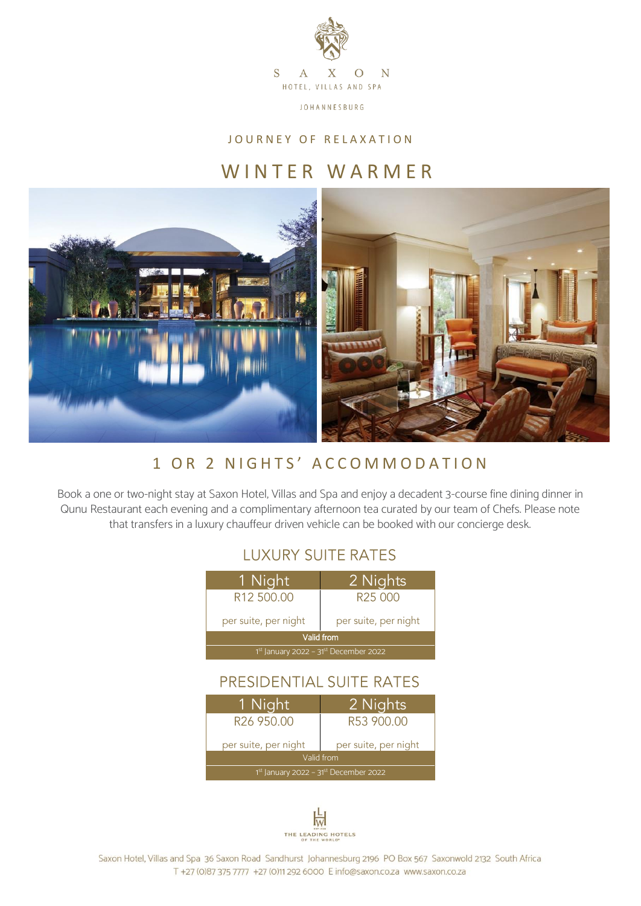SAXON

HOTEL, VILLAS AND SPA

JOHANNESBURG

JOURNEY OF RELAXATION

# WINTER WARMER

## 1 OR 2 NIGHTS' ACCOMMODATION

Book a one or two-night stay at Saxon Hotel, Villas and Spa and enjoy a decadent 3-course fine dining dinner in Qunu Restaurant each evening and a complimentary afternoon tea curated by our team of Chefs. Please note that transfers in a luxury chauffeur driven vehicle can be booked with our concierge desk.

### LUXURY SUITE RATES

| 1 Night | 2 Nights |
|---|---|
| R12 500.00 | R25 000 |
| per suite, per night | per suite, per night |
| Valid from | |
| 1st January 2022 – 31st December 2022 | |

### PRESIDENTIAL SUITE RATES

| 1 Night | 2 Nights |
|---|---|
| R26 950.00 | R53 900.00 |
| per suite, per night | per suite, per night |
| Valid from | |
| 1st January 2022 – 31st December 2022 | |

THE LEADING HOTELS OF THE WORLD

Saxon Hotel, Villas and Spa 36 Saxon Road Sandhurst Johannesburg 2196 PO Box 567 Saxonwold 2132 South Africa
T +27 (0)87 375 7777 +27 (0)11 292 6000 E info@saxon.co.za www.saxon.co.za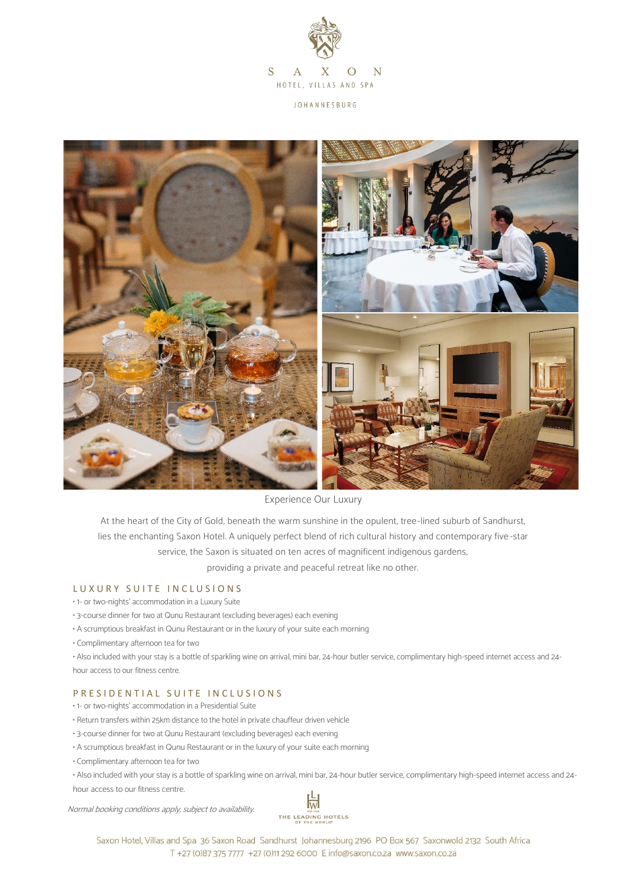SAXON

HOTEL, VILLAS AND SPA

JOHANNESBURG

Experience Our Luxury

At the heart of the City of Gold, beneath the warm sunshine in the opulent, tree-lined suburb of Sandhurst, lies the enchanting Saxon Hotel. A uniquely perfect blend of rich cultural history and contemporary five-star service, the Saxon is situated on ten acres of magnificent indigenous gardens, providing a private and peaceful retreat like no other.

## LUXURY SUITE INCLUSIONS

- 1- or two-nights' accommodation in a Luxury Suite
- 3-course dinner for two at Qunu Restaurant (excluding beverages) each evening
- A scrumptious breakfast in Qunu Restaurant or in the luxury of your suite each morning
- Complimentary afternoon tea for two
- Also included with your stay is a bottle of sparkling wine on arrival, mini bar, 24-hour butler service, complimentary high-speed internet access and 24-hour access to our fitness centre.

## PRESIDENTIAL SUITE INCLUSIONS

- 1- or two-nights' accommodation in a Presidential Suite
- Return transfers within 25km distance to the hotel in private chauffeur driven vehicle
- 3-course dinner for two at Qunu Restaurant (excluding beverages) each evening
- A scrumptious breakfast in Qunu Restaurant or in the luxury of your suite each morning
- Complimentary afternoon tea for two
- Also included with your stay is a bottle of sparkling wine on arrival, mini bar, 24-hour butler service, complimentary high-speed internet access and 24-hour access to our fitness centre.

*Normal booking conditions apply, subject to availability.*

THE LEADING HOTELS OF THE WORLD

Saxon Hotel, Villas and Spa 36 Saxon Road Sandhurst Johannesburg 2196 PO Box 567 Saxonwold 2132 South Africa
T +27 (0)87 375 7777 +27 (0)11 292 6000 E info@saxon.co.za www.saxon.co.za